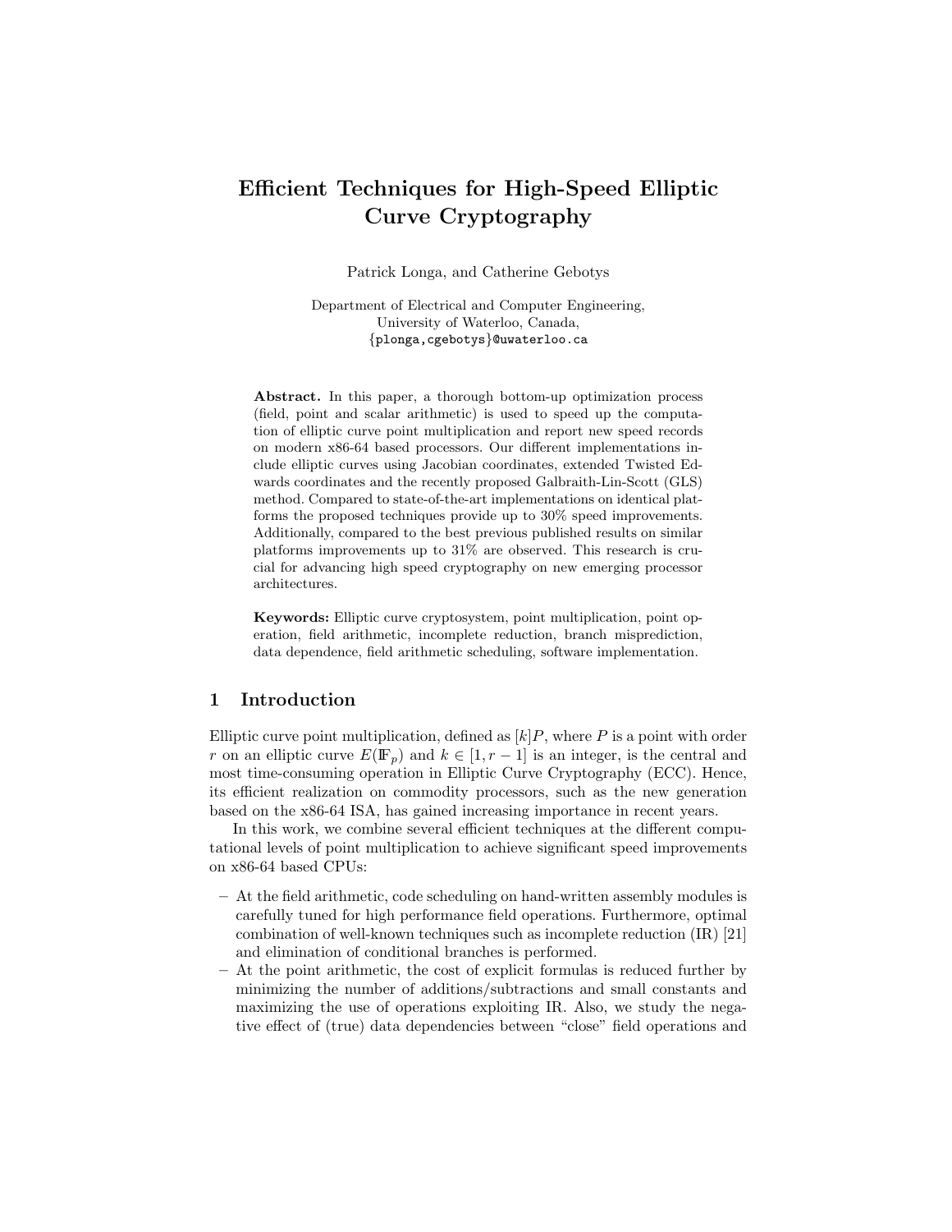# Efficient Techniques for High-Speed Elliptic Curve Cryptography

Patrick Longa, and Catherine Gebotys

Department of Electrical and Computer Engineering,
University of Waterloo, Canada,
{plonga,cgebotys}@uwaterloo.ca

**Abstract.** In this paper, a thorough bottom-up optimization process (field, point and scalar arithmetic) is used to speed up the computation of elliptic curve point multiplication and report new speed records on modern x86-64 based processors. Our different implementations include elliptic curves using Jacobian coordinates, extended Twisted Edwards coordinates and the recently proposed Galbraith-Lin-Scott (GLS) method. Compared to state-of-the-art implementations on identical platforms the proposed techniques provide up to 30% speed improvements. Additionally, compared to the best previous published results on similar platforms improvements up to 31% are observed. This research is crucial for advancing high speed cryptography on new emerging processor architectures.

**Keywords:** Elliptic curve cryptosystem, point multiplication, point operation, field arithmetic, incomplete reduction, branch misprediction, data dependence, field arithmetic scheduling, software implementation.

## 1 Introduction

Elliptic curve point multiplication, defined as $[k]P$, where $P$ is a point with order $r$ on an elliptic curve $E(\mathbb{F}_p)$ and $k \in [1, r-1]$ is an integer, is the central and most time-consuming operation in Elliptic Curve Cryptography (ECC). Hence, its efficient realization on commodity processors, such as the new generation based on the x86-64 ISA, has gained increasing importance in recent years.

In this work, we combine several efficient techniques at the different computational levels of point multiplication to achieve significant speed improvements on x86-64 based CPUs:

- At the field arithmetic, code scheduling on hand-written assembly modules is carefully tuned for high performance field operations. Furthermore, optimal combination of well-known techniques such as incomplete reduction (IR) [21] and elimination of conditional branches is performed.
- At the point arithmetic, the cost of explicit formulas is reduced further by minimizing the number of additions/subtractions and small constants and maximizing the use of operations exploiting IR. Also, we study the negative effect of (true) data dependencies between "close" field operations and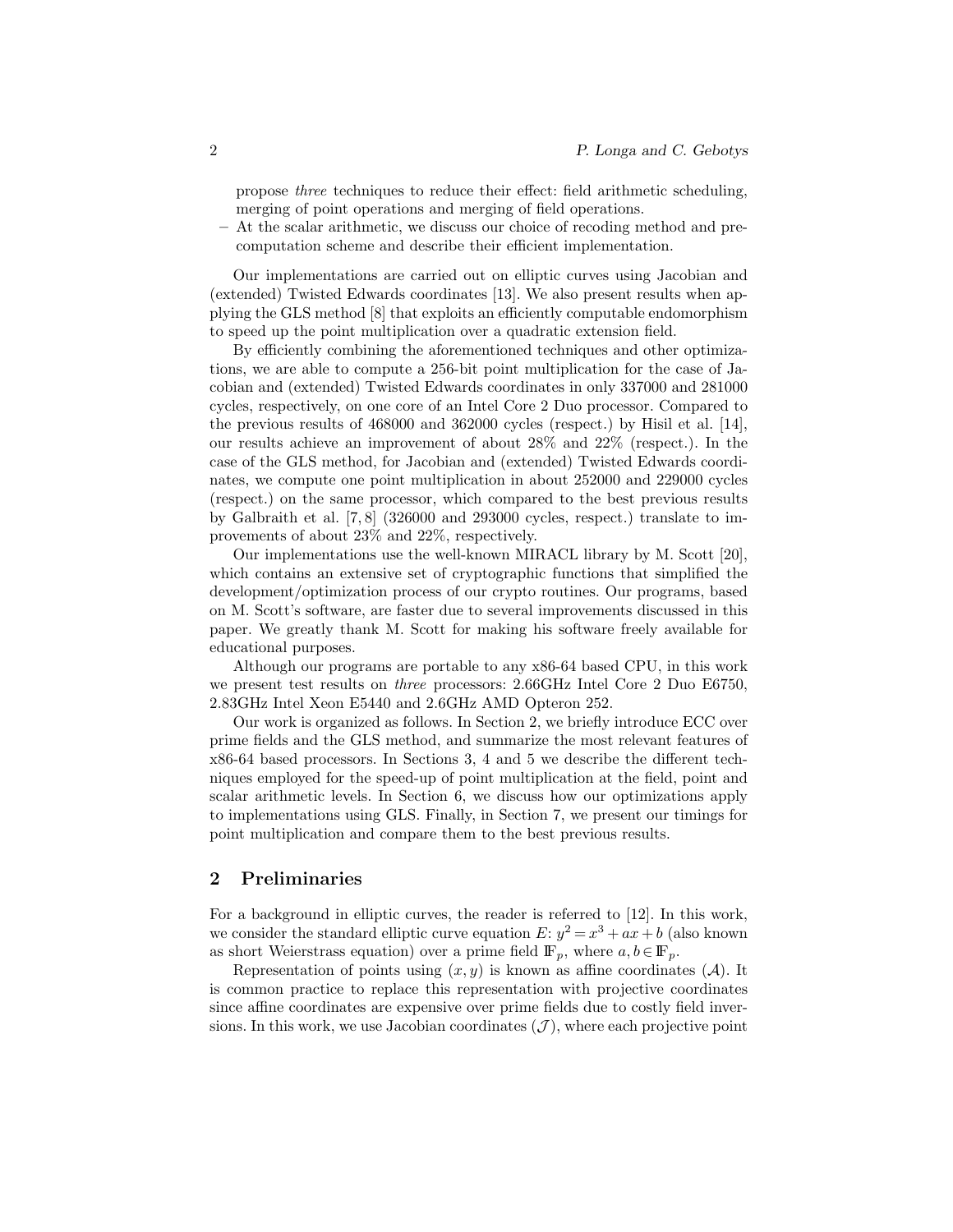propose *three* techniques to reduce their effect: field arithmetic scheduling, merging of point operations and merging of field operations.

– At the scalar arithmetic, we discuss our choice of recoding method and precomputation scheme and describe their efficient implementation.

Our implementations are carried out on elliptic curves using Jacobian and (extended) Twisted Edwards coordinates [13]. We also present results when applying the GLS method [8] that exploits an efficiently computable endomorphism to speed up the point multiplication over a quadratic extension field.

By efficiently combining the aforementioned techniques and other optimizations, we are able to compute a 256-bit point multiplication for the case of Jacobian and (extended) Twisted Edwards coordinates in only 337000 and 281000 cycles, respectively, on one core of an Intel Core 2 Duo processor. Compared to the previous results of 468000 and 362000 cycles (respect.) by Hisil et al. [14], our results achieve an improvement of about 28% and 22% (respect.). In the case of the GLS method, for Jacobian and (extended) Twisted Edwards coordinates, we compute one point multiplication in about 252000 and 229000 cycles (respect.) on the same processor, which compared to the best previous results by Galbraith et al. [7, 8] (326000 and 293000 cycles, respect.) translate to improvements of about 23% and 22%, respectively.

Our implementations use the well-known MIRACL library by M. Scott [20], which contains an extensive set of cryptographic functions that simplified the development/optimization process of our crypto routines. Our programs, based on M. Scott's software, are faster due to several improvements discussed in this paper. We greatly thank M. Scott for making his software freely available for educational purposes.

Although our programs are portable to any x86-64 based CPU, in this work we present test results on *three* processors: 2.66GHz Intel Core 2 Duo E6750, 2.83GHz Intel Xeon E5440 and 2.6GHz AMD Opteron 252.

Our work is organized as follows. In Section 2, we briefly introduce ECC over prime fields and the GLS method, and summarize the most relevant features of x86-64 based processors. In Sections 3, 4 and 5 we describe the different techniques employed for the speed-up of point multiplication at the field, point and scalar arithmetic levels. In Section 6, we discuss how our optimizations apply to implementations using GLS. Finally, in Section 7, we present our timings for point multiplication and compare them to the best previous results.

## 2 Preliminaries

For a background in elliptic curves, the reader is referred to [12]. In this work, we consider the standard elliptic curve equation $E$: $y^2 = x^3 + ax + b$ (also known as short Weierstrass equation) over a prime field $\mathbb{F}_p$, where $a, b \in \mathbb{F}_p$.

Representation of points using $(x, y)$ is known as affine coordinates $(\mathcal{A})$. It is common practice to replace this representation with projective coordinates since affine coordinates are expensive over prime fields due to costly field inversions. In this work, we use Jacobian coordinates $(\mathcal{J})$, where each projective point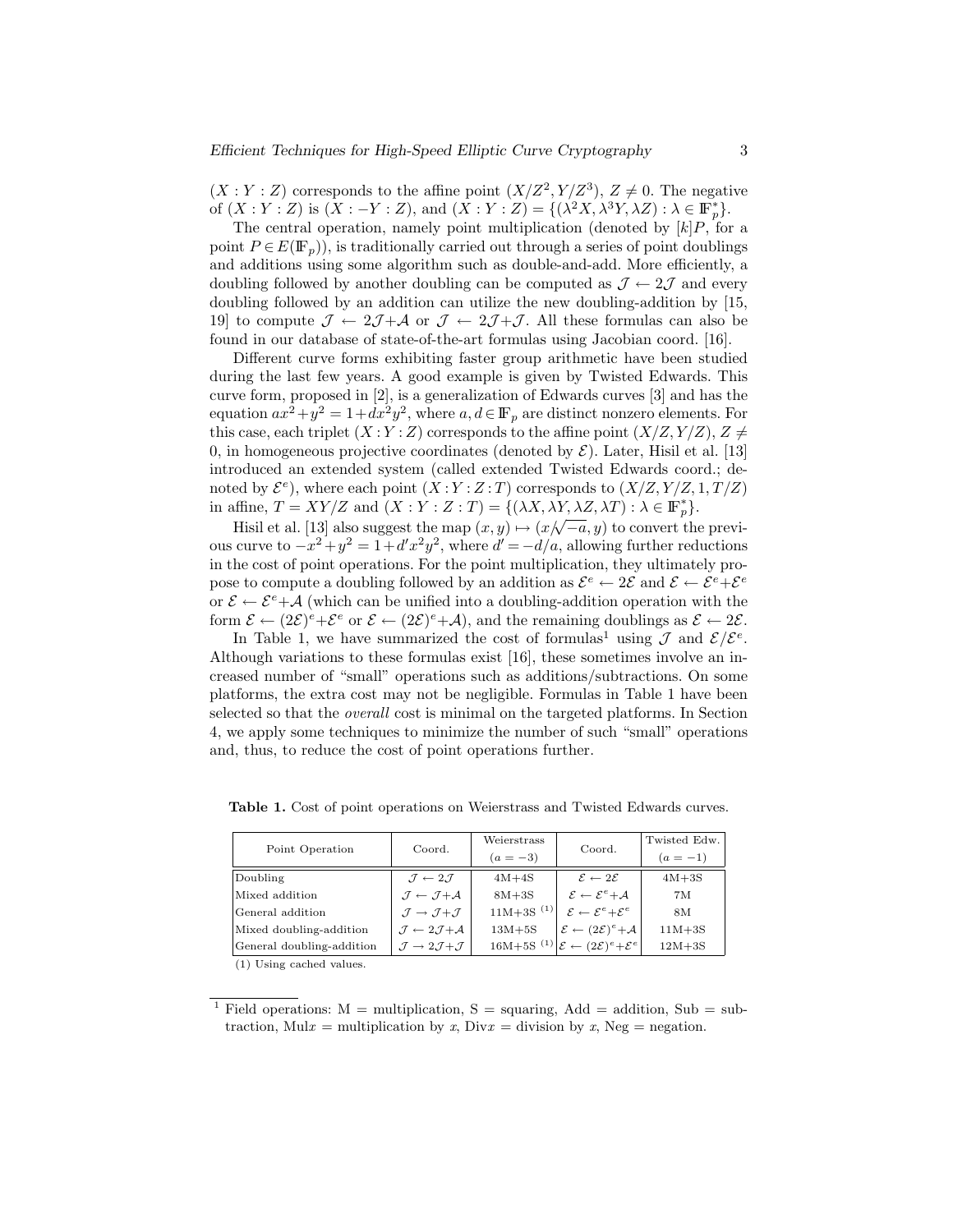$(X:Y:Z)$ corresponds to the affine point $(X/Z^2, Y/Z^3)$, $Z \neq 0$. The negative of $(X:Y:Z)$ is $(X:-Y:Z)$, and $(X:Y:Z) = \{(\lambda^2 X, \lambda^3 Y, \lambda Z) : \lambda \in \mathbb{F}_p^*\}$.

The central operation, namely point multiplication (denoted by $[k]P$, for a point $P \in E(\mathbb{F}_p)$), is traditionally carried out through a series of point doublings and additions using some algorithm such as double-and-add. More efficiently, a doubling followed by another doubling can be computed as $\mathcal{J} \leftarrow 2\mathcal{J}$ and every doubling followed by an addition can utilize the new doubling-addition by [15, 19] to compute $\mathcal{J} \leftarrow 2\mathcal{J}+\mathcal{A}$ or $\mathcal{J} \leftarrow 2\mathcal{J}+\mathcal{J}$. All these formulas can also be found in our database of state-of-the-art formulas using Jacobian coord. [16].

Different curve forms exhibiting faster group arithmetic have been studied during the last few years. A good example is given by Twisted Edwards. This curve form, proposed in [2], is a generalization of Edwards curves [3] and has the equation $ax^2+y^2 = 1+dx^2y^2$, where $a, d \in \mathbb{F}_p$ are distinct nonzero elements. For this case, each triplet $(X:Y:Z)$ corresponds to the affine point $(X/Z, Y/Z)$, $Z \neq 0$, in homogeneous projective coordinates (denoted by $\mathcal{E}$). Later, Hisil et al. [13] introduced an extended system (called extended Twisted Edwards coord.; denoted by $\mathcal{E}^e$), where each point $(X:Y:Z:T)$ corresponds to $(X/Z, Y/Z, 1, T/Z)$ in affine, $T = XY/Z$ and $(X:Y:Z:T) = \{(\lambda X, \lambda Y, \lambda Z, \lambda T) : \lambda \in \mathbb{F}_p^*\}$.

Hisil et al. [13] also suggest the map $(x, y) \mapsto (x/\sqrt{-a}, y)$ to convert the previous curve to $-x^2+y^2 = 1+d'x^2y^2$, where $d' = -d/a$, allowing further reductions in the cost of point operations. For the point multiplication, they ultimately propose to compute a doubling followed by an addition as $\mathcal{E}^e \leftarrow 2\mathcal{E}$ and $\mathcal{E} \leftarrow \mathcal{E}^e+\mathcal{E}^e$ or $\mathcal{E} \leftarrow \mathcal{E}^e+\mathcal{A}$ (which can be unified into a doubling-addition operation with the form $\mathcal{E} \leftarrow (2\mathcal{E})^e+\mathcal{E}^e$ or $\mathcal{E} \leftarrow (2\mathcal{E})^e+\mathcal{A}$), and the remaining doublings as $\mathcal{E} \leftarrow 2\mathcal{E}$.

In Table 1, we have summarized the cost of formulas[1] using $\mathcal{J}$ and $\mathcal{E}/\mathcal{E}^e$. Although variations to these formulas exist [16], these sometimes involve an increased number of "small" operations such as additions/subtractions. On some platforms, the extra cost may not be negligible. Formulas in Table 1 have been selected so that the *overall* cost is minimal on the targeted platforms. In Section 4, we apply some techniques to minimize the number of such "small" operations and, thus, to reduce the cost of point operations further.

**Table 1.** Cost of point operations on Weierstrass and Twisted Edwards curves.

| Point Operation | Coord. | Weierstrass ($a=-3$) | Coord. | Twisted Edw. ($a=-1$) |
|---|---|---|---|---|
| Doubling | $\mathcal{J} \leftarrow 2\mathcal{J}$ | 4M+4S | $\mathcal{E} \leftarrow 2\mathcal{E}$ | 4M+3S |
| Mixed addition | $\mathcal{J} \leftarrow \mathcal{J}+\mathcal{A}$ | 8M+3S | $\mathcal{E} \leftarrow \mathcal{E}^e+\mathcal{A}$ | 7M |
| General addition | $\mathcal{J} \rightarrow \mathcal{J}+\mathcal{J}$ | 11M+3S (1) | $\mathcal{E} \leftarrow \mathcal{E}^e+\mathcal{E}^e$ | 8M |
| Mixed doubling-addition | $\mathcal{J} \leftarrow 2\mathcal{J}+\mathcal{A}$ | 13M+5S | $\mathcal{E} \leftarrow (2\mathcal{E})^e+\mathcal{A}$ | 11M+3S |
| General doubling-addition | $\mathcal{J} \rightarrow 2\mathcal{J}+\mathcal{J}$ | 16M+5S (1) | $\mathcal{E} \leftarrow (2\mathcal{E})^e+\mathcal{E}^e$ | 12M+3S |

(1) Using cached values.

[1] Field operations: M = multiplication, S = squaring, Add = addition, Sub = subtraction, Mul$x$ = multiplication by $x$, Div$x$ = division by $x$, Neg = negation.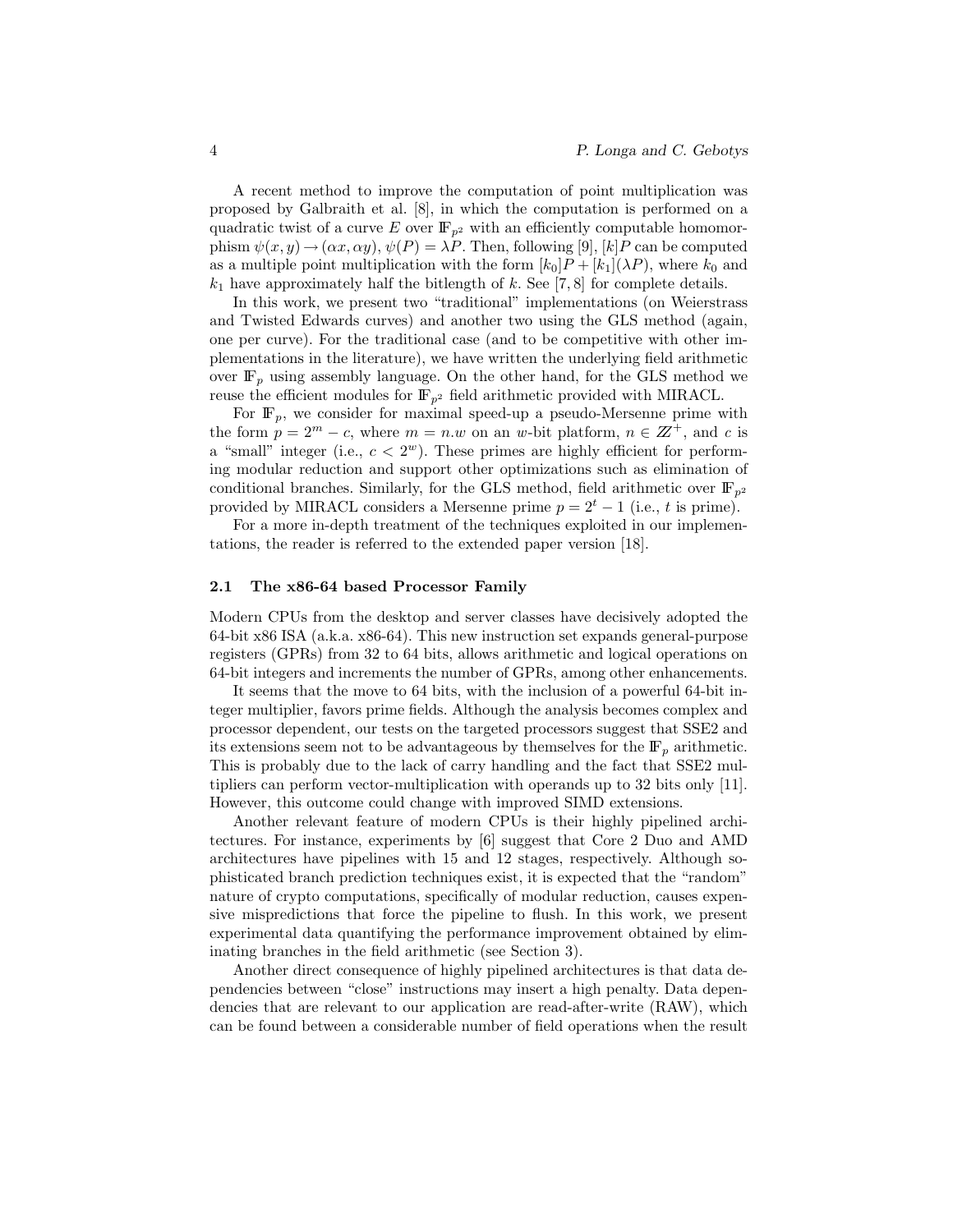A recent method to improve the computation of point multiplication was proposed by Galbraith et al. [8], in which the computation is performed on a quadratic twist of a curve $E$ over $\mathbb{F}_{p^2}$ with an efficiently computable homomorphism $\psi(x, y) \rightarrow (\alpha x, \alpha y)$, $\psi(P) = \lambda P$. Then, following [9], $[k]P$ can be computed as a multiple point multiplication with the form $[k_0]P + [k_1](\lambda P)$, where $k_0$ and $k_1$ have approximately half the bitlength of $k$. See [7, 8] for complete details.

In this work, we present two "traditional" implementations (on Weierstrass and Twisted Edwards curves) and another two using the GLS method (again, one per curve). For the traditional case (and to be competitive with other implementations in the literature), we have written the underlying field arithmetic over $\mathbb{F}_p$ using assembly language. On the other hand, for the GLS method we reuse the efficient modules for $\mathbb{F}_{p^2}$ field arithmetic provided with MIRACL.

For $\mathbb{F}_p$, we consider for maximal speed-up a pseudo-Mersenne prime with the form $p = 2^m - c$, where $m = n.w$ on an $w$-bit platform, $n \in \mathbb{Z}^+$, and $c$ is a "small" integer (i.e., $c < 2^w$). These primes are highly efficient for performing modular reduction and support other optimizations such as elimination of conditional branches. Similarly, for the GLS method, field arithmetic over $\mathbb{F}_{p^2}$ provided by MIRACL considers a Mersenne prime $p = 2^t - 1$ (i.e., $t$ is prime).

For a more in-depth treatment of the techniques exploited in our implementations, the reader is referred to the extended paper version [18].

### 2.1 The x86-64 based Processor Family

Modern CPUs from the desktop and server classes have decisively adopted the 64-bit x86 ISA (a.k.a. x86-64). This new instruction set expands general-purpose registers (GPRs) from 32 to 64 bits, allows arithmetic and logical operations on 64-bit integers and increments the number of GPRs, among other enhancements.

It seems that the move to 64 bits, with the inclusion of a powerful 64-bit integer multiplier, favors prime fields. Although the analysis becomes complex and processor dependent, our tests on the targeted processors suggest that SSE2 and its extensions seem not to be advantageous by themselves for the $\mathbb{F}_p$ arithmetic. This is probably due to the lack of carry handling and the fact that SSE2 multipliers can perform vector-multiplication with operands up to 32 bits only [11]. However, this outcome could change with improved SIMD extensions.

Another relevant feature of modern CPUs is their highly pipelined architectures. For instance, experiments by [6] suggest that Core 2 Duo and AMD architectures have pipelines with 15 and 12 stages, respectively. Although sophisticated branch prediction techniques exist, it is expected that the "random" nature of crypto computations, specifically of modular reduction, causes expensive mispredictions that force the pipeline to flush. In this work, we present experimental data quantifying the performance improvement obtained by eliminating branches in the field arithmetic (see Section 3).

Another direct consequence of highly pipelined architectures is that data dependencies between "close" instructions may insert a high penalty. Data dependencies that are relevant to our application are read-after-write (RAW), which can be found between a considerable number of field operations when the result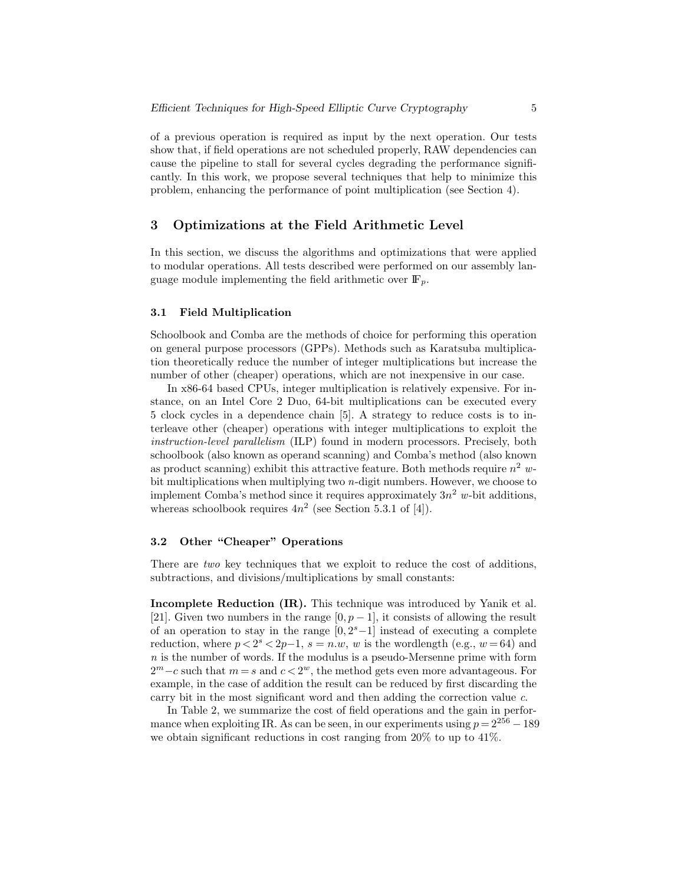of a previous operation is required as input by the next operation. Our tests show that, if field operations are not scheduled properly, RAW dependencies can cause the pipeline to stall for several cycles degrading the performance significantly. In this work, we propose several techniques that help to minimize this problem, enhancing the performance of point multiplication (see Section 4).

## 3 Optimizations at the Field Arithmetic Level

In this section, we discuss the algorithms and optimizations that were applied to modular operations. All tests described were performed on our assembly language module implementing the field arithmetic over $\mathbb{F}_p$.

### 3.1 Field Multiplication

Schoolbook and Comba are the methods of choice for performing this operation on general purpose processors (GPPs). Methods such as Karatsuba multiplication theoretically reduce the number of integer multiplications but increase the number of other (cheaper) operations, which are not inexpensive in our case.

In x86-64 based CPUs, integer multiplication is relatively expensive. For instance, on an Intel Core 2 Duo, 64-bit multiplications can be executed every 5 clock cycles in a dependence chain [5]. A strategy to reduce costs is to interleave other (cheaper) operations with integer multiplications to exploit the *instruction-level parallelism* (ILP) found in modern processors. Precisely, both schoolbook (also known as operand scanning) and Comba's method (also known as product scanning) exhibit this attractive feature. Both methods require $n^2$ $w$-bit multiplications when multiplying two $n$-digit numbers. However, we choose to implement Comba's method since it requires approximately $3n^2$ $w$-bit additions, whereas schoolbook requires $4n^2$ (see Section 5.3.1 of [4]).

### 3.2 Other "Cheaper" Operations

There are *two* key techniques that we exploit to reduce the cost of additions, subtractions, and divisions/multiplications by small constants:

**Incomplete Reduction (IR).** This technique was introduced by Yanik et al. [21]. Given two numbers in the range $[0, p-1]$, it consists of allowing the result of an operation to stay in the range $[0, 2^s-1]$ instead of executing a complete reduction, where $p < 2^s < 2p-1$, $s = n.w$, $w$ is the wordlength (e.g., $w = 64$) and $n$ is the number of words. If the modulus is a pseudo-Mersenne prime with form $2^m - c$ such that $m = s$ and $c < 2^w$, the method gets even more advantageous. For example, in the case of addition the result can be reduced by first discarding the carry bit in the most significant word and then adding the correction value $c$.

In Table 2, we summarize the cost of field operations and the gain in performance when exploiting IR. As can be seen, in our experiments using $p = 2^{256} - 189$ we obtain significant reductions in cost ranging from 20% to up to 41%.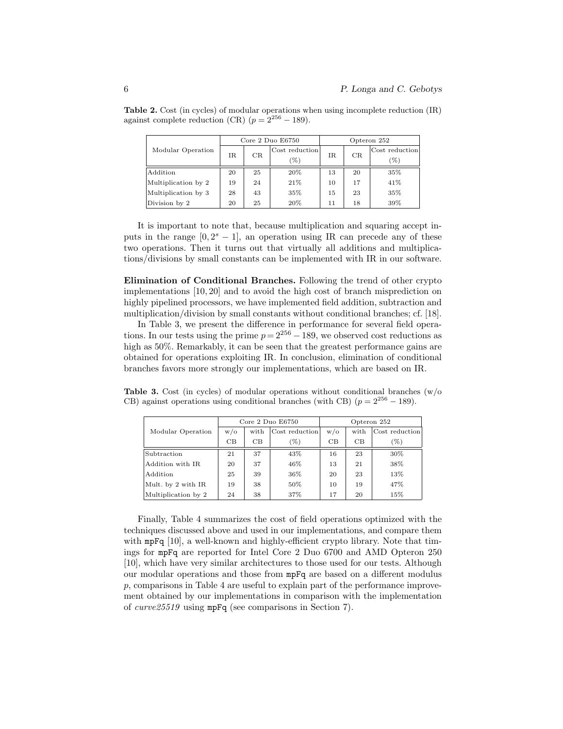**Table 2.** Cost (in cycles) of modular operations when using incomplete reduction (IR) against complete reduction (CR) ($p = 2^{256} - 189$).

| Modular Operation | Core 2 Duo E6750 | | | Opteron 252 | | |
|---|---|---|---|---|---|---|
| | IR | CR | Cost reduction (%) | IR | CR | Cost reduction (%) |
| Addition | 20 | 25 | 20% | 13 | 20 | 35% |
| Multiplication by 2 | 19 | 24 | 21% | 10 | 17 | 41% |
| Multiplication by 3 | 28 | 43 | 35% | 15 | 23 | 35% |
| Division by 2 | 20 | 25 | 20% | 11 | 18 | 39% |

It is important to note that, because multiplication and squaring accept inputs in the range $[0, 2^s - 1]$, an operation using IR can precede any of these two operations. Then it turns out that virtually all additions and multiplications/divisions by small constants can be implemented with IR in our software.

**Elimination of Conditional Branches.** Following the trend of other crypto implementations [10, 20] and to avoid the high cost of branch misprediction on highly pipelined processors, we have implemented field addition, subtraction and multiplication/division by small constants without conditional branches; cf. [18].

In Table 3, we present the difference in performance for several field operations. In our tests using the prime $p = 2^{256} - 189$, we observed cost reductions as high as 50%. Remarkably, it can be seen that the greatest performance gains are obtained for operations exploiting IR. In conclusion, elimination of conditional branches favors more strongly our implementations, which are based on IR.

**Table 3.** Cost (in cycles) of modular operations without conditional branches (w/o CB) against operations using conditional branches (with CB) ($p = 2^{256} - 189$).

| Modular Operation | Core 2 Duo E6750 | | | Opteron 252 | | |
|---|---|---|---|---|---|---|
| | w/o CB | with CB | Cost reduction (%) | w/o CB | with CB | Cost reduction (%) |
| Subtraction | 21 | 37 | 43% | 16 | 23 | 30% |
| Addition with IR | 20 | 37 | 46% | 13 | 21 | 38% |
| Addition | 25 | 39 | 36% | 20 | 23 | 13% |
| Mult. by 2 with IR | 19 | 38 | 50% | 10 | 19 | 47% |
| Multiplication by 2 | 24 | 38 | 37% | 17 | 20 | 15% |

Finally, Table 4 summarizes the cost of field operations optimized with the techniques discussed above and used in our implementations, and compare them with `mpFq` [10], a well-known and highly-efficient crypto library. Note that timings for `mpFq` are reported for Intel Core 2 Duo 6700 and AMD Opteron 250 [10], which have very similar architectures to those used for our tests. Although our modular operations and those from `mpFq` are based on a different modulus $p$, comparisons in Table 4 are useful to explain part of the performance improvement obtained by our implementations in comparison with the implementation of *curve25519* using `mpFq` (see comparisons in Section 7).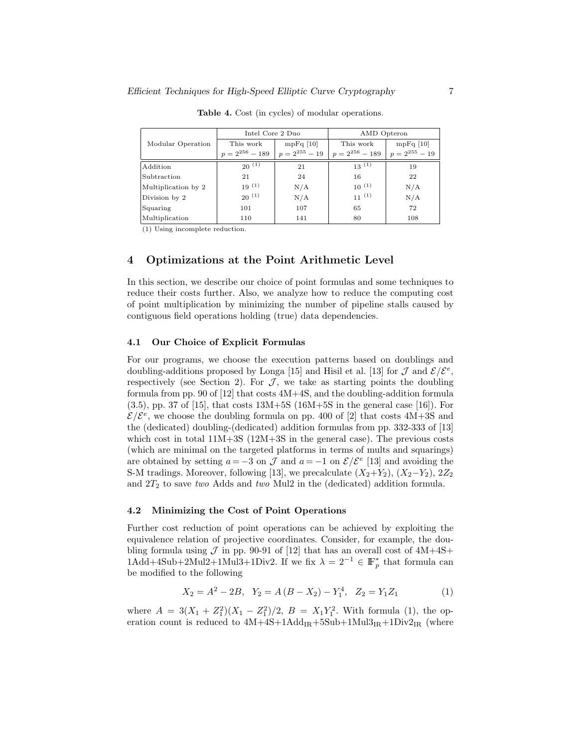**Table 4.** Cost (in cycles) of modular operations.

| Modular Operation | Intel Core 2 Duo | | AMD Opteron | |
|---|---|---|---|---|
| | This work $p = 2^{256} - 189$ | mpFq [10] $p = 2^{255} - 19$ | This work $p = 2^{256} - 189$ | mpFq [10] $p = 2^{255} - 19$ |
| Addition | 20 (1) | 21 | 13 (1) | 19 |
| Subtraction | 21 | 24 | 16 | 22 |
| Multiplication by 2 | 19 (1) | N/A | 10 (1) | N/A |
| Division by 2 | 20 (1) | N/A | 11 (1) | N/A |
| Squaring | 101 | 107 | 65 | 72 |
| Multiplication | 110 | 141 | 80 | 108 |

(1) Using incomplete reduction.

## 4 Optimizations at the Point Arithmetic Level

In this section, we describe our choice of point formulas and some techniques to reduce their costs further. Also, we analyze how to reduce the computing cost of point multiplication by minimizing the number of pipeline stalls caused by contiguous field operations holding (true) data dependencies.

### 4.1 Our Choice of Explicit Formulas

For our programs, we choose the execution patterns based on doublings and doubling-additions proposed by Longa [15] and Hisil et al. [13] for $\mathcal{J}$ and $\mathcal{E}/\mathcal{E}^e$, respectively (see Section 2). For $\mathcal{J}$, we take as starting points the doubling formula from pp. 90 of [12] that costs 4M+4S, and the doubling-addition formula (3.5), pp. 37 of [15], that costs 13M+5S (16M+5S in the general case [16]). For $\mathcal{E}/\mathcal{E}^e$, we choose the doubling formula on pp. 400 of [2] that costs 4M+3S and the (dedicated) doubling-(dedicated) addition formulas from pp. 332-333 of [13] which cost in total 11M+3S (12M+3S in the general case). The previous costs (which are minimal on the targeted platforms in terms of mults and squarings) are obtained by setting $a = -3$ on $\mathcal{J}$ and $a = -1$ on $\mathcal{E}/\mathcal{E}^e$ [13] and avoiding the S-M tradings. Moreover, following [13], we precalculate $(X_2+Y_2)$, $(X_2-Y_2)$, $2Z_2$ and $2T_2$ to save *two* Adds and *two* Mul2 in the (dedicated) addition formula.

### 4.2 Minimizing the Cost of Point Operations

Further cost reduction of point operations can be achieved by exploiting the equivalence relation of projective coordinates. Consider, for example, the doubling formula using $\mathcal{J}$ in pp. 90-91 of [12] that has an overall cost of 4M+4S+1Add+4Sub+2Mul2+1Mul3+1Div2. If we fix $\lambda = 2^{-1} \in \mathbb{F}_p^*$ that formula can be modified to the following

$$X_2 = A^2 - 2B, \quad Y_2 = A\,(B - X_2) - Y_1^4, \quad Z_2 = Y_1 Z_1 \tag{1}$$

where $A = 3(X_1 + Z_1^2)(X_1 - Z_1^2)/2$, $B = X_1 Y_1^2$. With formula (1), the operation count is reduced to 4M+4S+1Add$_{\text{IR}}$+5Sub+1Mul3$_{\text{IR}}$+1Div2$_{\text{IR}}$ (where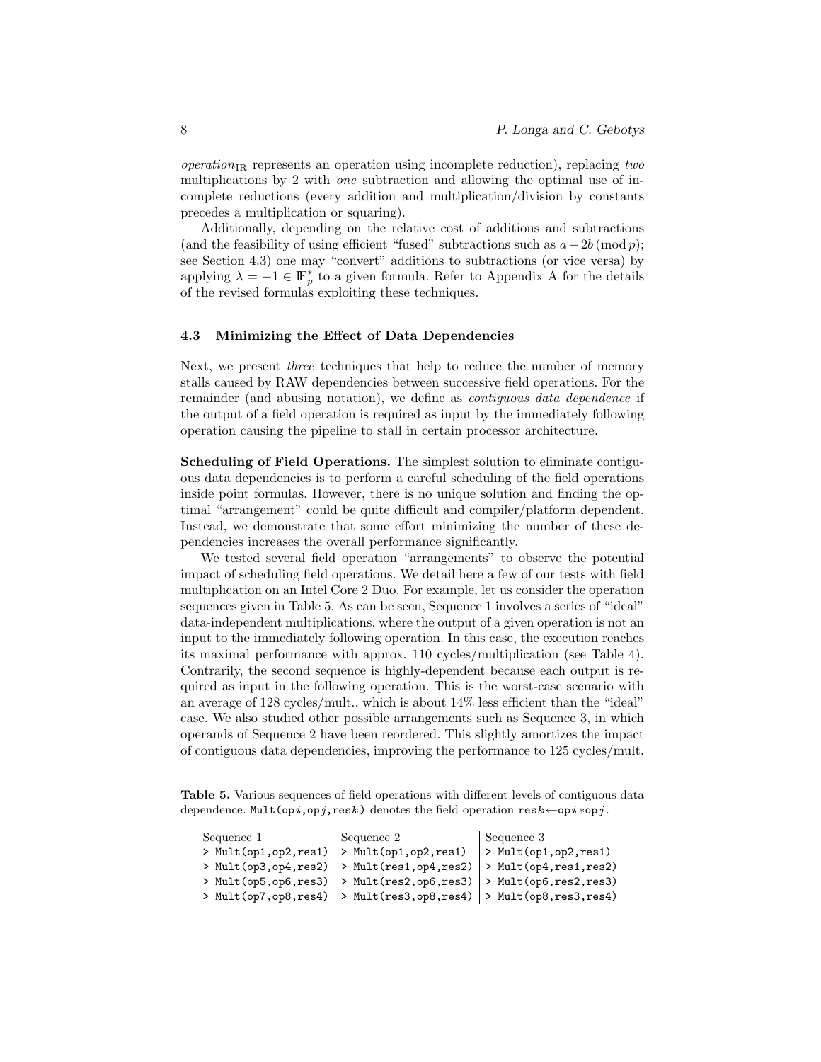*operation*$_{\mathrm{IR}}$ represents an operation using incomplete reduction), replacing *two* multiplications by 2 with *one* subtraction and allowing the optimal use of incomplete reductions (every addition and multiplication/division by constants precedes a multiplication or squaring).

Additionally, depending on the relative cost of additions and subtractions (and the feasibility of using efficient "fused" subtractions such as $a - 2b \,(\mathrm{mod}\, p)$; see Section 4.3) one may "convert" additions to subtractions (or vice versa) by applying $\lambda = -1 \in \mathbb{F}_p^*$ to a given formula. Refer to Appendix A for the details of the revised formulas exploiting these techniques.

### 4.3 Minimizing the Effect of Data Dependencies

Next, we present *three* techniques that help to reduce the number of memory stalls caused by RAW dependencies between successive field operations. For the remainder (and abusing notation), we define as *contiguous data dependence* if the output of a field operation is required as input by the immediately following operation causing the pipeline to stall in certain processor architecture.

**Scheduling of Field Operations.** The simplest solution to eliminate contiguous data dependencies is to perform a careful scheduling of the field operations inside point formulas. However, there is no unique solution and finding the optimal "arrangement" could be quite difficult and compiler/platform dependent. Instead, we demonstrate that some effort minimizing the number of these dependencies increases the overall performance significantly.

We tested several field operation "arrangements" to observe the potential impact of scheduling field operations. We detail here a few of our tests with field multiplication on an Intel Core 2 Duo. For example, let us consider the operation sequences given in Table 5. As can be seen, Sequence 1 involves a series of "ideal" data-independent multiplications, where the output of a given operation is not an input to the immediately following operation. In this case, the execution reaches its maximal performance with approx. 110 cycles/multiplication (see Table 4). Contrarily, the second sequence is highly-dependent because each output is required as input in the following operation. This is the worst-case scenario with an average of 128 cycles/mult., which is about 14% less efficient than the "ideal" case. We also studied other possible arrangements such as Sequence 3, in which operands of Sequence 2 have been reordered. This slightly amortizes the impact of contiguous data dependencies, improving the performance to 125 cycles/mult.

**Table 5.** Various sequences of field operations with different levels of contiguous data dependence. `Mult(op`$i$`,op`$j$`,res`$k$`)` denotes the field operation `res`$k \leftarrow$`op`$i * $`op`$j$.

| Sequence 1 | Sequence 2 | Sequence 3 |
|---|---|---|
| `> Mult(op1,op2,res1)` | `> Mult(op1,op2,res1)` | `> Mult(op1,op2,res1)` |
| `> Mult(op3,op4,res2)` | `> Mult(res1,op4,res2)` | `> Mult(op4,res1,res2)` |
| `> Mult(op5,op6,res3)` | `> Mult(res2,op6,res3)` | `> Mult(op6,res2,res3)` |
| `> Mult(op7,op8,res4)` | `> Mult(res3,op8,res4)` | `> Mult(op8,res3,res4)` |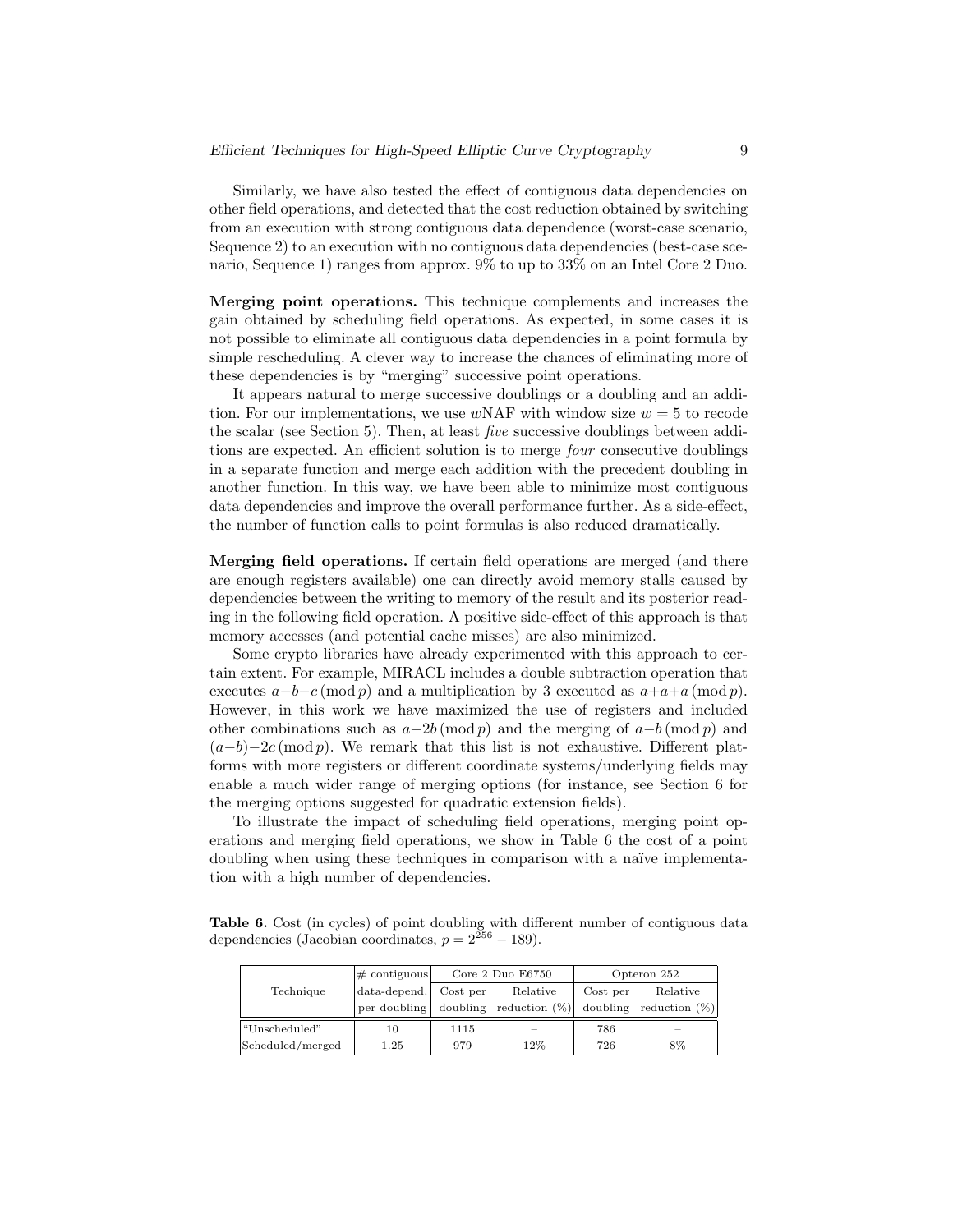Similarly, we have also tested the effect of contiguous data dependencies on other field operations, and detected that the cost reduction obtained by switching from an execution with strong contiguous data dependence (worst-case scenario, Sequence 2) to an execution with no contiguous data dependencies (best-case scenario, Sequence 1) ranges from approx. 9% to up to 33% on an Intel Core 2 Duo.

**Merging point operations.** This technique complements and increases the gain obtained by scheduling field operations. As expected, in some cases it is not possible to eliminate all contiguous data dependencies in a point formula by simple rescheduling. A clever way to increase the chances of eliminating more of these dependencies is by "merging" successive point operations.

It appears natural to merge successive doublings or a doubling and an addition. For our implementations, we use $w$NAF with window size $w = 5$ to recode the scalar (see Section 5). Then, at least *five* successive doublings between additions are expected. An efficient solution is to merge *four* consecutive doublings in a separate function and merge each addition with the precedent doubling in another function. In this way, we have been able to minimize most contiguous data dependencies and improve the overall performance further. As a side-effect, the number of function calls to point formulas is also reduced dramatically.

**Merging field operations.** If certain field operations are merged (and there are enough registers available) one can directly avoid memory stalls caused by dependencies between the writing to memory of the result and its posterior reading in the following field operation. A positive side-effect of this approach is that memory accesses (and potential cache misses) are also minimized.

Some crypto libraries have already experimented with this approach to certain extent. For example, MIRACL includes a double subtraction operation that executes $a-b-c \pmod p$ and a multiplication by 3 executed as $a+a+a \pmod p$. However, in this work we have maximized the use of registers and included other combinations such as $a-2b \pmod p$ and the merging of $a-b \pmod p$ and $(a-b)-2c \pmod p$. We remark that this list is not exhaustive. Different platforms with more registers or different coordinate systems/underlying fields may enable a much wider range of merging options (for instance, see Section 6 for the merging options suggested for quadratic extension fields).

To illustrate the impact of scheduling field operations, merging point operations and merging field operations, we show in Table 6 the cost of a point doubling when using these techniques in comparison with a naïve implementation with a high number of dependencies.

**Table 6.** Cost (in cycles) of point doubling with different number of contiguous data dependencies (Jacobian coordinates, $p = 2^{256} - 189$).

| Technique | # contiguous data-depend. per doubling | Core 2 Duo E6750 | | Opteron 252 | |
|---|---|---|---|---|---|
| | | Cost per doubling | Relative reduction (%) | Cost per doubling | Relative reduction (%) |
| "Unscheduled" | 10 | 1115 | – | 786 | – |
| Scheduled/merged | 1.25 | 979 | 12% | 726 | 8% |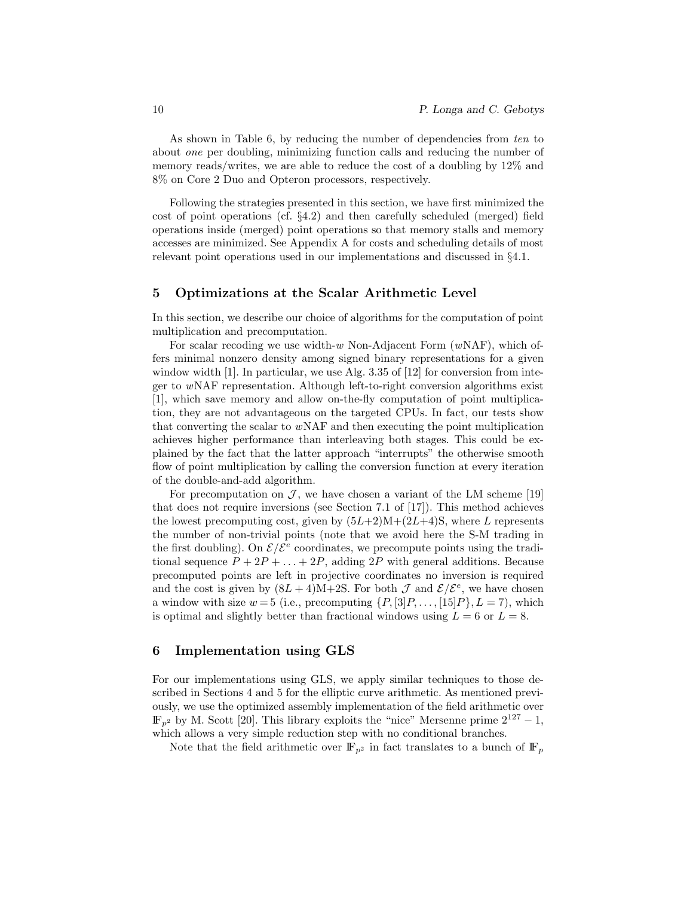As shown in Table 6, by reducing the number of dependencies from *ten* to about *one* per doubling, minimizing function calls and reducing the number of memory reads/writes, we are able to reduce the cost of a doubling by 12% and 8% on Core 2 Duo and Opteron processors, respectively.

Following the strategies presented in this section, we have first minimized the cost of point operations (cf. §4.2) and then carefully scheduled (merged) field operations inside (merged) point operations so that memory stalls and memory accesses are minimized. See Appendix A for costs and scheduling details of most relevant point operations used in our implementations and discussed in §4.1.

## 5 Optimizations at the Scalar Arithmetic Level

In this section, we describe our choice of algorithms for the computation of point multiplication and precomputation.

For scalar recoding we use width-$w$ Non-Adjacent Form ($w$NAF), which offers minimal nonzero density among signed binary representations for a given window width [1]. In particular, we use Alg. 3.35 of [12] for conversion from integer to $w$NAF representation. Although left-to-right conversion algorithms exist [1], which save memory and allow on-the-fly computation of point multiplication, they are not advantageous on the targeted CPUs. In fact, our tests show that converting the scalar to $w$NAF and then executing the point multiplication achieves higher performance than interleaving both stages. This could be explained by the fact that the latter approach "interrupts" the otherwise smooth flow of point multiplication by calling the conversion function at every iteration of the double-and-add algorithm.

For precomputation on $\mathcal{J}$, we have chosen a variant of the LM scheme [19] that does not require inversions (see Section 7.1 of [17]). This method achieves the lowest precomputing cost, given by $(5L+2)$M+$(2L+4)$S, where $L$ represents the number of non-trivial points (note that we avoid here the S-M trading in the first doubling). On $\mathcal{E}/\mathcal{E}^e$ coordinates, we precompute points using the traditional sequence $P + 2P + \ldots + 2P$, adding $2P$ with general additions. Because precomputed points are left in projective coordinates no inversion is required and the cost is given by $(8L+4)$M+2S. For both $\mathcal{J}$ and $\mathcal{E}/\mathcal{E}^e$, we have chosen a window with size $w = 5$ (i.e., precomputing $\{P, [3]P, \ldots, [15]P\}, L = 7$), which is optimal and slightly better than fractional windows using $L = 6$ or $L = 8$.

## 6 Implementation using GLS

For our implementations using GLS, we apply similar techniques to those described in Sections 4 and 5 for the elliptic curve arithmetic. As mentioned previously, we use the optimized assembly implementation of the field arithmetic over $\mathbb{F}_{p^2}$ by M. Scott [20]. This library exploits the "nice" Mersenne prime $2^{127} - 1$, which allows a very simple reduction step with no conditional branches.

Note that the field arithmetic over $\mathbb{F}_{p^2}$ in fact translates to a bunch of $\mathbb{F}_p$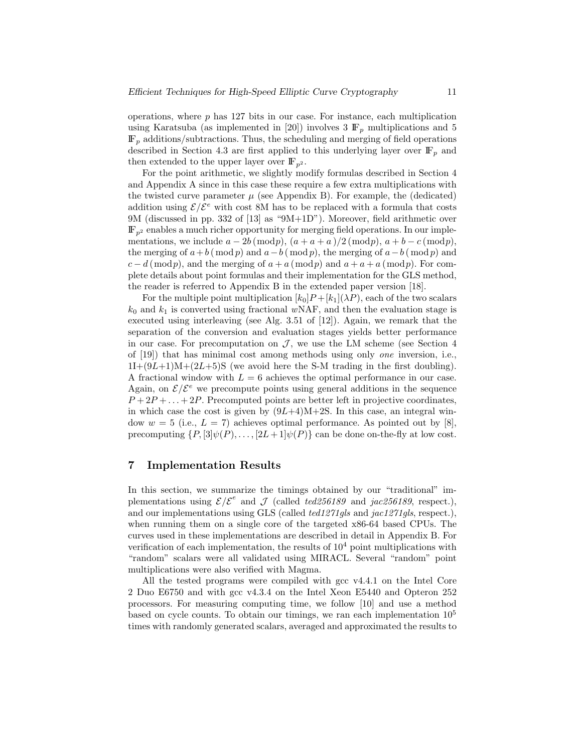operations, where $p$ has 127 bits in our case. For instance, each multiplication using Karatsuba (as implemented in [20]) involves 3 $\mathbb{F}_p$ multiplications and 5 $\mathbb{F}_p$ additions/subtractions. Thus, the scheduling and merging of field operations described in Section 4.3 are first applied to this underlying layer over $\mathbb{F}_p$ and then extended to the upper layer over $\mathbb{F}_{p^2}$.

For the point arithmetic, we slightly modify formulas described in Section 4 and Appendix A since in this case these require a few extra multiplications with the twisted curve parameter $\mu$ (see Appendix B). For example, the (dedicated) addition using $\mathcal{E}/\mathcal{E}^e$ with cost 8M has to be replaced with a formula that costs 9M (discussed in pp. 332 of [13] as "9M+1D"). Moreover, field arithmetic over $\mathbb{F}_{p^2}$ enables a much richer opportunity for merging field operations. In our implementations, we include $a - 2b \,(\mathrm{mod} p)$, $(a + a + a)/2 \,(\mathrm{mod} p)$, $a + b - c \,(\mathrm{mod} p)$, the merging of $a + b \,(\bmod p)$ and $a - b \,(\bmod p)$, the merging of $a - b \,(\bmod p)$ and $c - d \,(\mathrm{mod} p)$, and the merging of $a + a \,(\mathrm{mod} p)$ and $a + a + a \,(\mathrm{mod} p)$. For complete details about point formulas and their implementation for the GLS method, the reader is referred to Appendix B in the extended paper version [18].

For the multiple point multiplication $[k_0]P + [k_1](\lambda P)$, each of the two scalars $k_0$ and $k_1$ is converted using fractional $w$NAF, and then the evaluation stage is executed using interleaving (see Alg. 3.51 of [12]). Again, we remark that the separation of the conversion and evaluation stages yields better performance in our case. For precomputation on $\mathcal{J}$, we use the LM scheme (see Section 4 of [19]) that has minimal cost among methods using only *one* inversion, i.e., 1I+$(9L{+}1)$M+$(2L{+}5)$S (we avoid here the S-M trading in the first doubling). A fractional window with $L = 6$ achieves the optimal performance in our case. Again, on $\mathcal{E}/\mathcal{E}^e$ we precompute points using general additions in the sequence $P + 2P + \ldots + 2P$. Precomputed points are better left in projective coordinates, in which case the cost is given by $(9L{+}4)$M+2S. In this case, an integral window $w = 5$ (i.e., $L = 7$) achieves optimal performance. As pointed out by [8], precomputing $\{P, [3]\psi(P), \ldots, [2L{+}1]\psi(P)\}$ can be done on-the-fly at low cost.

## 7 Implementation Results

In this section, we summarize the timings obtained by our "traditional" implementations using $\mathcal{E}/\mathcal{E}^e$ and $\mathcal{J}$ (called *ted256189* and *jac256189*, respect.), and our implementations using GLS (called *ted1271gls* and *jac1271gls*, respect.), when running them on a single core of the targeted x86-64 based CPUs. The curves used in these implementations are described in detail in Appendix B. For verification of each implementation, the results of $10^4$ point multiplications with "random" scalars were all validated using MIRACL. Several "random" point multiplications were also verified with Magma.

All the tested programs were compiled with gcc v4.4.1 on the Intel Core 2 Duo E6750 and with gcc v4.3.4 on the Intel Xeon E5440 and Opteron 252 processors. For measuring computing time, we follow [10] and use a method based on cycle counts. To obtain our timings, we ran each implementation $10^5$ times with randomly generated scalars, averaged and approximated the results to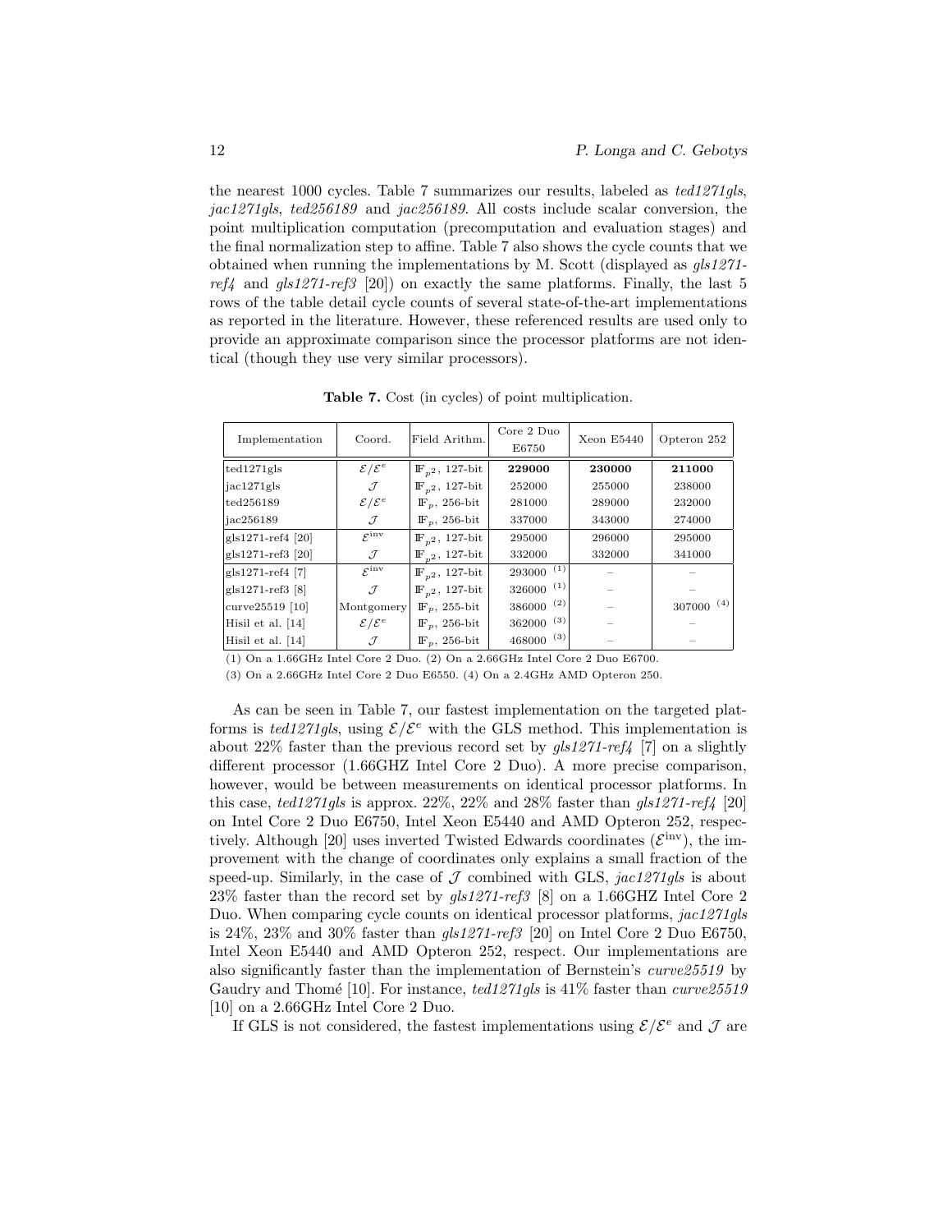the nearest 1000 cycles. Table 7 summarizes our results, labeled as *ted1271gls*, *jac1271gls*, *ted256189* and *jac256189*. All costs include scalar conversion, the point multiplication computation (precomputation and evaluation stages) and the final normalization step to affine. Table 7 also shows the cycle counts that we obtained when running the implementations by M. Scott (displayed as *gls1271-ref4* and *gls1271-ref3* [20]) on exactly the same platforms. Finally, the last 5 rows of the table detail cycle counts of several state-of-the-art implementations as reported in the literature. However, these referenced results are used only to provide an approximate comparison since the processor platforms are not identical (though they use very similar processors).

**Table 7.** Cost (in cycles) of point multiplication.

| Implementation | Coord. | Field Arithm. | Core 2 Duo E6750 | Xeon E5440 | Opteron 252 |
|---|---|---|---|---|---|
| ted1271gls | $\mathcal{E}/\mathcal{E}^e$ | $\mathbb{F}_{p^2}$, 127-bit | **229000** | **230000** | **211000** |
| jac1271gls | $\mathcal{J}$ | $\mathbb{F}_{p^2}$, 127-bit | 252000 | 255000 | 238000 |
| ted256189 | $\mathcal{E}/\mathcal{E}^e$ | $\mathbb{F}_p$, 256-bit | 281000 | 289000 | 232000 |
| jac256189 | $\mathcal{J}$ | $\mathbb{F}_p$, 256-bit | 337000 | 343000 | 274000 |
| gls1271-ref4 [20] | $\mathcal{E}^{\text{inv}}$ | $\mathbb{F}_{p^2}$, 127-bit | 295000 | 296000 | 295000 |
| gls1271-ref3 [20] | $\mathcal{J}$ | $\mathbb{F}_{p^2}$, 127-bit | 332000 | 332000 | 341000 |
| gls1271-ref4 [7] | $\mathcal{E}^{\text{inv}}$ | $\mathbb{F}_{p^2}$, 127-bit | 293000 (1) | – | – |
| gls1271-ref3 [8] | $\mathcal{J}$ | $\mathbb{F}_{p^2}$, 127-bit | 326000 (1) | – | – |
| curve25519 [10] | Montgomery | $\mathbb{F}_p$, 255-bit | 386000 (2) | – | 307000 (4) |
| Hisil et al. [14] | $\mathcal{E}/\mathcal{E}^e$ | $\mathbb{F}_p$, 256-bit | 362000 (3) | – | – |
| Hisil et al. [14] | $\mathcal{J}$ | $\mathbb{F}_p$, 256-bit | 468000 (3) | – | – |

(1) On a 1.66GHz Intel Core 2 Duo. (2) On a 2.66GHz Intel Core 2 Duo E6700.
(3) On a 2.66GHz Intel Core 2 Duo E6550. (4) On a 2.4GHz AMD Opteron 250.

As can be seen in Table 7, our fastest implementation on the targeted platforms is *ted1271gls*, using $\mathcal{E}/\mathcal{E}^e$ with the GLS method. This implementation is about 22% faster than the previous record set by *gls1271-ref4* [7] on a slightly different processor (1.66GHZ Intel Core 2 Duo). A more precise comparison, however, would be between measurements on identical processor platforms. In this case, *ted1271gls* is approx. 22%, 22% and 28% faster than *gls1271-ref4* [20] on Intel Core 2 Duo E6750, Intel Xeon E5440 and AMD Opteron 252, respectively. Although [20] uses inverted Twisted Edwards coordinates ($\mathcal{E}^{\text{inv}}$), the improvement with the change of coordinates only explains a small fraction of the speed-up. Similarly, in the case of $\mathcal{J}$ combined with GLS, *jac1271gls* is about 23% faster than the record set by *gls1271-ref3* [8] on a 1.66GHZ Intel Core 2 Duo. When comparing cycle counts on identical processor platforms, *jac1271gls* is 24%, 23% and 30% faster than *gls1271-ref3* [20] on Intel Core 2 Duo E6750, Intel Xeon E5440 and AMD Opteron 252, respect. Our implementations are also significantly faster than the implementation of Bernstein's *curve25519* by Gaudry and Thomé [10]. For instance, *ted1271gls* is 41% faster than *curve25519* [10] on a 2.66GHz Intel Core 2 Duo.

If GLS is not considered, the fastest implementations using $\mathcal{E}/\mathcal{E}^e$ and $\mathcal{J}$ are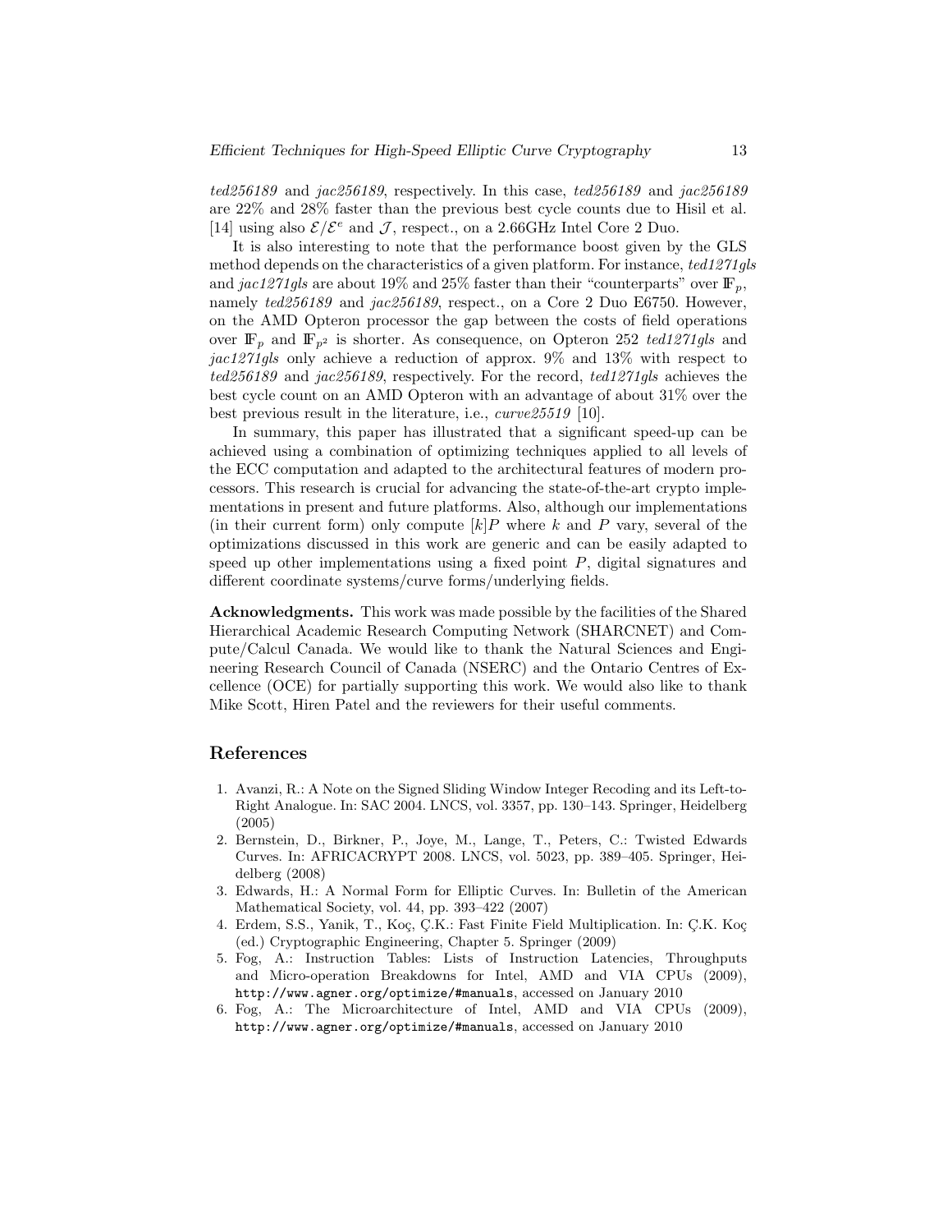*ted256189* and *jac256189*, respectively. In this case, *ted256189* and *jac256189* are 22% and 28% faster than the previous best cycle counts due to Hisil et al. [14] using also $\mathcal{E}/\mathcal{E}^e$ and $\mathcal{J}$, respect., on a 2.66GHz Intel Core 2 Duo.

It is also interesting to note that the performance boost given by the GLS method depends on the characteristics of a given platform. For instance, *ted1271gls* and *jac1271gls* are about 19% and 25% faster than their "counterparts" over $\mathbb{F}_p$, namely *ted256189* and *jac256189*, respect., on a Core 2 Duo E6750. However, on the AMD Opteron processor the gap between the costs of field operations over $\mathbb{F}_p$ and $\mathbb{F}_{p^2}$ is shorter. As consequence, on Opteron 252 *ted1271gls* and *jac1271gls* only achieve a reduction of approx. 9% and 13% with respect to *ted256189* and *jac256189*, respectively. For the record, *ted1271gls* achieves the best cycle count on an AMD Opteron with an advantage of about 31% over the best previous result in the literature, i.e., *curve25519* [10].

In summary, this paper has illustrated that a significant speed-up can be achieved using a combination of optimizing techniques applied to all levels of the ECC computation and adapted to the architectural features of modern processors. This research is crucial for advancing the state-of-the-art crypto implementations in present and future platforms. Also, although our implementations (in their current form) only compute $[k]P$ where $k$ and $P$ vary, several of the optimizations discussed in this work are generic and can be easily adapted to speed up other implementations using a fixed point $P$, digital signatures and different coordinate systems/curve forms/underlying fields.

**Acknowledgments.** This work was made possible by the facilities of the Shared Hierarchical Academic Research Computing Network (SHARCNET) and Compute/Calcul Canada. We would like to thank the Natural Sciences and Engineering Research Council of Canada (NSERC) and the Ontario Centres of Excellence (OCE) for partially supporting this work. We would also like to thank Mike Scott, Hiren Patel and the reviewers for their useful comments.

## References

1. Avanzi, R.: A Note on the Signed Sliding Window Integer Recoding and its Left-to-Right Analogue. In: SAC 2004. LNCS, vol. 3357, pp. 130–143. Springer, Heidelberg (2005)
2. Bernstein, D., Birkner, P., Joye, M., Lange, T., Peters, C.: Twisted Edwards Curves. In: AFRICACRYPT 2008. LNCS, vol. 5023, pp. 389–405. Springer, Heidelberg (2008)
3. Edwards, H.: A Normal Form for Elliptic Curves. In: Bulletin of the American Mathematical Society, vol. 44, pp. 393–422 (2007)
4. Erdem, S.S., Yanik, T., Koç, Ç.K.: Fast Finite Field Multiplication. In: Ç.K. Koç (ed.) Cryptographic Engineering, Chapter 5. Springer (2009)
5. Fog, A.: Instruction Tables: Lists of Instruction Latencies, Throughputs and Micro-operation Breakdowns for Intel, AMD and VIA CPUs (2009), `http://www.agner.org/optimize/#manuals`, accessed on January 2010
6. Fog, A.: The Microarchitecture of Intel, AMD and VIA CPUs (2009), `http://www.agner.org/optimize/#manuals`, accessed on January 2010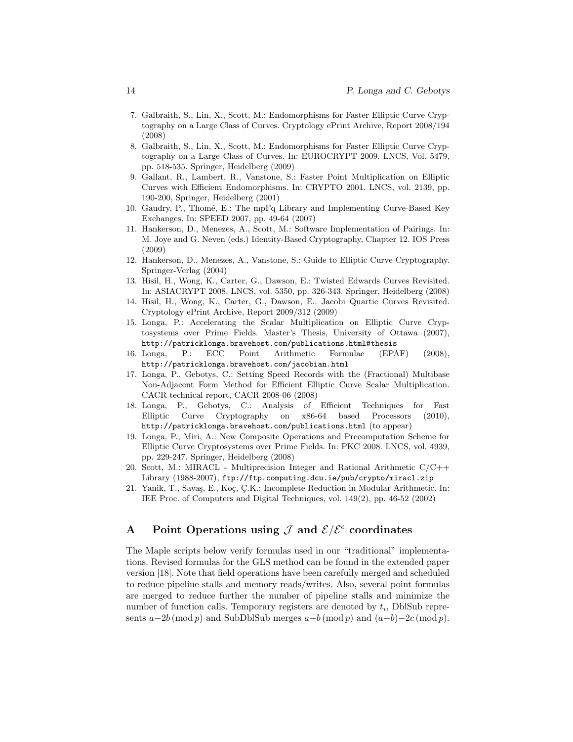7. Galbraith, S., Lin, X., Scott, M.: Endomorphisms for Faster Elliptic Curve Cryptography on a Large Class of Curves. Cryptology ePrint Archive, Report 2008/194 (2008)
8. Galbraith, S., Lin, X., Scott, M.: Endomorphisms for Faster Elliptic Curve Cryptography on a Large Class of Curves. In: EUROCRYPT 2009. LNCS, Vol. 5479, pp. 518-535. Springer, Heidelberg (2009)
9. Gallant, R., Lambert, R., Vanstone, S.: Faster Point Multiplication on Elliptic Curves with Efficient Endomorphisms. In: CRYPTO 2001. LNCS, vol. 2139, pp. 190-200, Springer, Heidelberg (2001)
10. Gaudry, P., Thomé, E.: The mpFq Library and Implementing Curve-Based Key Exchanges. In: SPEED 2007, pp. 49-64 (2007)
11. Hankerson, D., Menezes, A., Scott, M.: Software Implementation of Pairings. In: M. Joye and G. Neven (eds.) Identity-Based Cryptography, Chapter 12. IOS Press (2009)
12. Hankerson, D., Menezes, A., Vanstone, S.: Guide to Elliptic Curve Cryptography. Springer-Verlag (2004)
13. Hisil, H., Wong, K., Carter, G., Dawson, E.: Twisted Edwards Curves Revisited. In: ASIACRYPT 2008. LNCS, vol. 5350, pp. 326-343. Springer, Heidelberg (2008)
14. Hisil, H., Wong, K., Carter, G., Dawson, E.: Jacobi Quartic Curves Revisited. Cryptology ePrint Archive, Report 2009/312 (2009)
15. Longa, P.: Accelerating the Scalar Multiplication on Elliptic Curve Cryptosystems over Prime Fields. Master's Thesis, University of Ottawa (2007), `http://patricklonga.bravehost.com/publications.html#thesis`
16. Longa, P.: ECC Point Arithmetic Formulae (EPAF) (2008), `http://patricklonga.bravehost.com/jacobian.html`
17. Longa, P., Gebotys, C.: Setting Speed Records with the (Fractional) Multibase Non-Adjacent Form Method for Efficient Elliptic Curve Scalar Multiplication. CACR technical report, CACR 2008-06 (2008)
18. Longa, P., Gebotys, C.: Analysis of Efficient Techniques for Fast Elliptic Curve Cryptography on x86-64 based Processors (2010), `http://patricklonga.bravehost.com/publications.html` (to appear)
19. Longa, P., Miri, A.: New Composite Operations and Precomputation Scheme for Elliptic Curve Cryptosystems over Prime Fields. In: PKC 2008. LNCS, vol. 4939, pp. 229-247. Springer, Heidelberg (2008)
20. Scott, M.: MIRACL - Multiprecision Integer and Rational Arithmetic C/C++ Library (1988-2007), `ftp://ftp.computing.dcu.ie/pub/crypto/miracl.zip`
21. Yanik, T., Savaş, E., Koç, Ç.K.: Incomplete Reduction in Modular Arithmetic. In: IEE Proc. of Computers and Digital Techniques, vol. 149(2), pp. 46-52 (2002)

## A Point Operations using $\mathcal{J}$ and $\mathcal{E}/\mathcal{E}^e$ coordinates

The Maple scripts below verify formulas used in our "traditional" implementations. Revised formulas for the GLS method can be found in the extended paper version [18]. Note that field operations have been carefully merged and scheduled to reduce pipeline stalls and memory reads/writes. Also, several point formulas are merged to reduce further the number of pipeline stalls and minimize the number of function calls. Temporary registers are denoted by $t_i$, DblSub represents $a - 2b \pmod{p}$ and SubDblSub merges $a - b \pmod{p}$ and $(a-b) - 2c \pmod{p}$.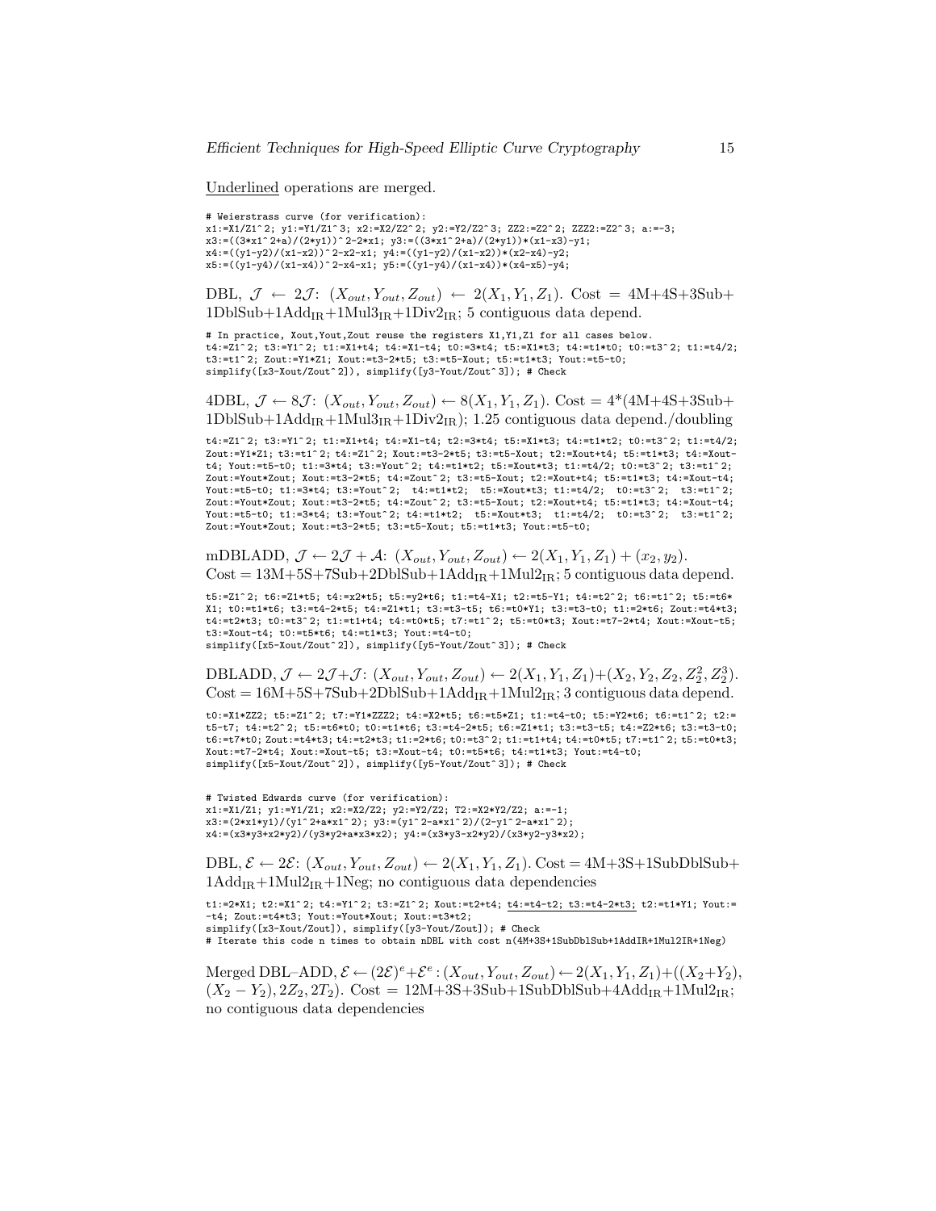Underlined operations are merged.

```
# Weierstrass curve (for verification):
x1:=X1/Z1^2; y1:=Y1/Z1^3; x2:=X2/Z2^2; y2:=Y2/Z2^3; ZZ2:=Z2^2; ZZZ2:=Z2^3; a:=-3;
x3:=((3*x1^2+a)/(2*y1))^2-2*x1; y3:=((3*x1^2+a)/(2*y1))*(x1-x3)-y1;
x4:=((y1-y2)/(x1-x2))^2-x2-x1; y4:=((y1-y2)/(x1-x2))*(x2-x4)-y2;
x5:=((y1-y4)/(x1-x4))^2-x4-x1; y5:=((y1-y4)/(x1-x4))*(x4-x5)-y4;
```

DBL, $\mathcal{J} \leftarrow 2\mathcal{J}$: $(X_{out}, Y_{out}, Z_{out}) \leftarrow 2(X_1, Y_1, Z_1)$. Cost = 4M+4S+3Sub+1DblSub+1Add$_{\rm IR}$+1Mul3$_{\rm IR}$+1Div2$_{\rm IR}$; 5 contiguous data depend.

```
# In practice, Xout,Yout,Zout reuse the registers X1,Y1,Z1 for all cases below.
t4:=Z1^2; t3:=Y1^2; t1:=X1+t4; t4:=X1-t4; t0:=3*t4; t5:=X1*t3; t4:=t1*t0; t0:=t3^2; t1:=t4/2;
t3:=t1^2; Zout:=Y1*Z1; Xout:=t3-2*t5; t3:=t5-Xout; t5:=t1*t3; Yout:=t5-t0;
simplify([x3-Xout/Zout^2]), simplify([y3-Yout/Zout^3]); # Check
```

4DBL, $\mathcal{J} \leftarrow 8\mathcal{J}$: $(X_{out}, Y_{out}, Z_{out}) \leftarrow 8(X_1, Y_1, Z_1)$. Cost = 4*(4M+4S+3Sub+1DblSub+1Add$_{\rm IR}$+1Mul3$_{\rm IR}$+1Div2$_{\rm IR}$); 1.25 contiguous data depend./doubling

```
t4:=Z1^2; t3:=Y1^2; t1:=X1+t4; t4:=X1-t4; t2:=3*t4; t5:=X1*t3; t4:=t1*t2; t0:=t3^2; t1:=t4/2;
Zout:=Y1*Z1; t3:=t1^2; t4:=Z1^2; Xout:=t3-2*t5; t3:=t5-Xout; t2:=Xout+t4; t5:=t1*t3; t4:=Xout-
t4; Yout:=t5-t0; t1:=3*t4; t3:=Yout^2; t4:=t1*t2; t5:=Xout*t3; t1:=t4/2; t0:=t3^2; t3:=t1^2;
Zout:=Yout*Zout; Xout:=t3-2*t5; t4:=Zout^2; t3:=t5-Xout; t2:=Xout+t4; t5:=t1*t3; t4:=Xout-t4;
Yout:=t5-t0; t1:=3*t4; t3:=Yout^2;  t4:=t1*t2;  t5:=Xout*t3; t1:=t4/2;  t0:=t3^2;  t3:=t1^2;
Zout:=Yout*Zout; Xout:=t3-2*t5; t4:=Zout^2; t3:=t5-Xout; t2:=Xout+t4; t5:=t1*t3; t4:=Xout-t4;
Yout:=t5-t0; t1:=3*t4; t3:=Yout^2; t4:=t1*t2;  t5:=Xout*t3;  t1:=t4/2;  t0:=t3^2;  t3:=t1^2;
Zout:=Yout*Zout; Xout:=t3-2*t5; t3:=t5-Xout; t5:=t1*t3; Yout:=t5-t0;
```

mDBLADD, $\mathcal{J} \leftarrow 2\mathcal{J} + \mathcal{A}$: $(X_{out}, Y_{out}, Z_{out}) \leftarrow 2(X_1, Y_1, Z_1) + (x_2, y_2)$.
Cost = 13M+5S+7Sub+2DblSub+1Add$_{\rm IR}$+1Mul2$_{\rm IR}$; 5 contiguous data depend.

```
t5:=Z1^2; t6:=Z1*t5; t4:=x2*t5; t5:=y2*t6; t1:=t4-X1; t2:=t5-Y1; t4:=t2^2; t6:=t1^2; t5:=t6*
X1; t0:=t1*t6; t3:=t4-2*t5; t4:=Z1*t1; t3:=t3-t5; t6:=t0*Y1; t3:=t3-t0; t1:=2*t6; Zout:=t4*t3;
t4:=t2*t3; t0:=t3^2; t1:=t1+t4; t4:=t0*t5; t7:=t1^2; t5:=t0*t3; Xout:=t7-2*t4; Xout:=Xout-t5;
t3:=Xout-t4; t0:=t5*t6; t4:=t1*t3; Yout:=t4-t0;
simplify([x5-Xout/Zout^2]), simplify([y5-Yout/Zout^3]); # Check
```

DBLADD, $\mathcal{J} \leftarrow 2\mathcal{J}+\mathcal{J}$: $(X_{out}, Y_{out}, Z_{out}) \leftarrow 2(X_1, Y_1, Z_1)+(X_2, Y_2, Z_2, Z_2^2, Z_2^3)$.
Cost = 16M+5S+7Sub+2DblSub+1Add$_{\rm IR}$+1Mul2$_{\rm IR}$; 3 contiguous data depend.

```
t0:=X1*ZZ2; t5:=Z1^2; t7:=Y1*ZZZ2; t4:=X2*t5; t6:=t5*Z1; t1:=t4-t0; t5:=Y2*t6; t6:=t1^2; t2:=
t5-t7; t4:=t2^2; t5:=t6*t0; t0:=t1*t6; t3:=t4-2*t5; t6:=Z1*t1; t3:=t3-t5; t4:=Z2*t6; t3:=t3-t0;
t6:=t7*t0; Zout:=t4*t3; t4:=t2*t3; t1:=2*t6; t0:=t3^2; t1:=t1+t4; t4:=t0*t5; t7:=t1^2; t5:=t0*t3;
Xout:=t7-2*t4; Xout:=Xout-t5; t3:=Xout-t4; t0:=t5*t6; t4:=t1*t3; Yout:=t4-t0;
simplify([x5-Xout/Zout^2]), simplify([y5-Yout/Zout^3]); # Check
```

```
# Twisted Edwards curve (for verification):
x1:=X1/Z1; y1:=Y1/Z1; x2:=X2/Z2; y2:=Y2/Z2; T2:=X2*Y2/Z2; a:=-1;
x3:=(2*x1*y1)/(y1^2+a*x1^2); y3:=(y1^2-a*x1^2)/(2-y1^2-a*x1^2);
x4:=(x3*y3+x2*y2)/(y3*y2+a*x3*x2); y4:=(x3*y3-x2*y2)/(x3*y2-y3*x2);
```

DBL, $\mathcal{E} \leftarrow 2\mathcal{E}$: $(X_{out}, Y_{out}, Z_{out}) \leftarrow 2(X_1, Y_1, Z_1)$. Cost = 4M+3S+1SubDblSub+1Add$_{\rm IR}$+1Mul2$_{\rm IR}$+1Neg; no contiguous data dependencies

```
t1:=2*X1; t2:=X1^2; t4:=Y1^2; t3:=Z1^2; Xout:=t2+t4; t4:=t4-t2; t3:=t4-2*t3; t2:=t1*Y1; Yout:=
-t4; Zout:=t4*t3; Yout:=Yout*Xout; Xout:=t3*t2;
simplify([x3-Xout/Zout]), simplify([y3-Yout/Zout]); # Check
# Iterate this code n times to obtain nDBL with cost n(4M+3S+1SubDblSub+1AddIR+1Mul2IR+1Neg)
```

(Underlined in the code above: `t4:=t4-t2; t3:=t4-2*t3;`)

Merged DBL–ADD, $\mathcal{E} \leftarrow (2\mathcal{E})^e + \mathcal{E}^e$: $(X_{out}, Y_{out}, Z_{out}) \leftarrow 2(X_1, Y_1, Z_1)+((X_2+Y_2), (X_2 - Y_2), 2Z_2, 2T_2)$. Cost = 12M+3S+3Sub+1SubDblSub+4Add$_{\rm IR}$+1Mul2$_{\rm IR}$; no contiguous data dependencies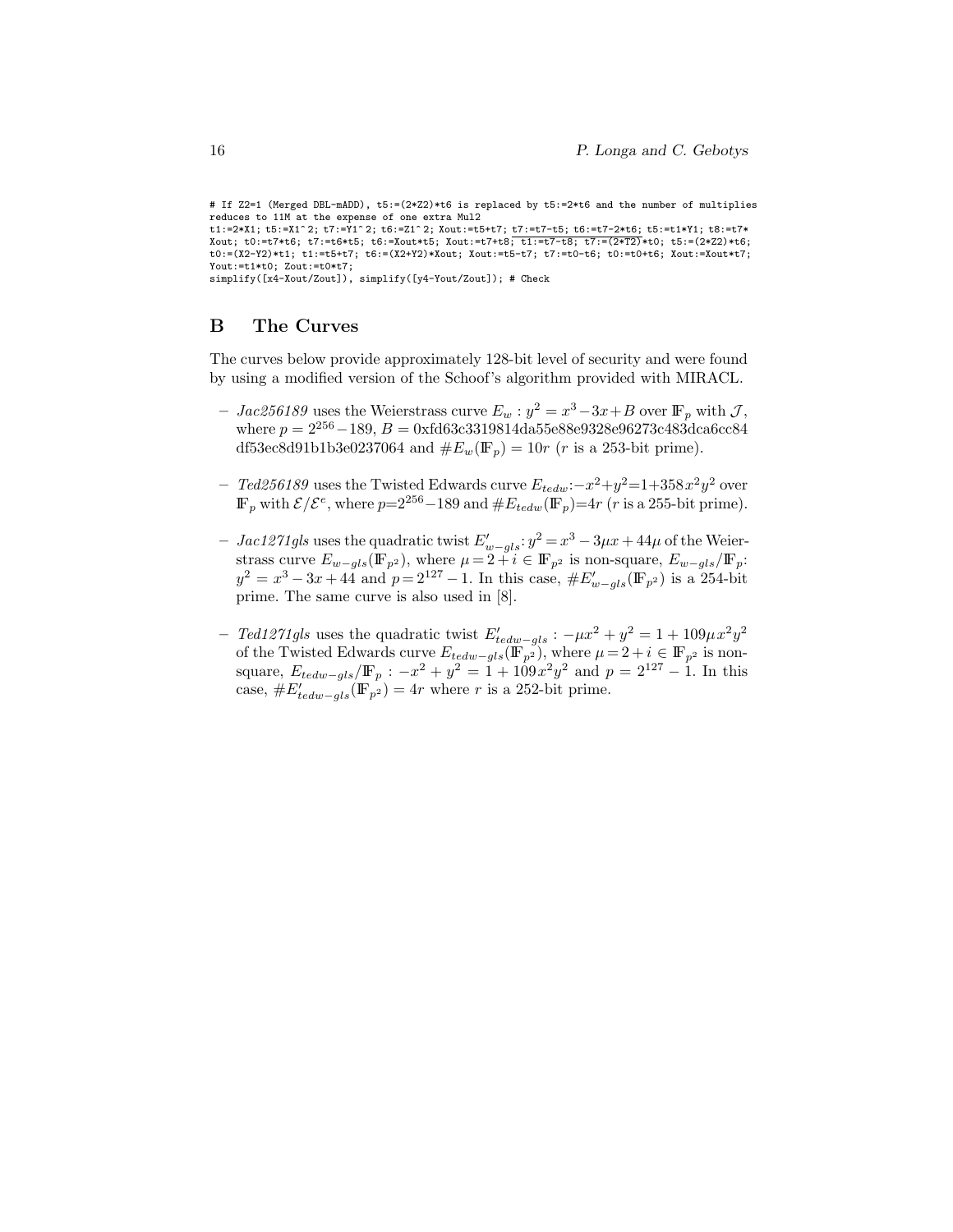```
# If Z2=1 (Merged DBL-mADD), t5:=(2*Z2)*t6 is replaced by t5:=2*t6 and the number of multiplies
reduces to 11M at the expense of one extra Mul2
t1:=2*X1; t5:=X1^2; t7:=Y1^2; t6:=Z1^2; Xout:=t5+t7; t7:=t7-t5; t6:=t7-2*t6; t5:=t1*Y1; t8:=t7*
Xout; t0:=t7*t6; t7:=t6*t5; t6:=Xout*t5; Xout:=t7+t8; t1:=t7-t8; t7:=(2*T2)*t0; t5:=(2*Z2)*t6;
t0:=(X2-Y2)*t1; t1:=t5+t7; t6:=(X2+Y2)*Xout; Xout:=t5-t7; t7:=t0-t6; t0:=t0+t6; Xout:=Xout*t7;
Yout:=t1*t0; Zout:=t0*t7;
simplify([x4-Xout/Zout]), simplify([y4-Yout/Zout]); # Check
```

## B The Curves

The curves below provide approximately 128-bit level of security and were found by using a modified version of the Schoof's algorithm provided with MIRACL.

- *Jac256189* uses the Weierstrass curve $E_w : y^2 = x^3 - 3x + B$ over $\mathbb{F}_p$ with $\mathcal{J}$, where $p = 2^{256} - 189$, $B =$ 0xfd63c3319814da55e88e9328e96273c483dca6cc84 df53ec8d91b1b3e0237064 and $\#E_w(\mathbb{F}_p) = 10r$ ($r$ is a 253-bit prime).
- *Ted256189* uses the Twisted Edwards curve $E_{tedw}$:$-x^2+y^2=1+358x^2y^2$ over $\mathbb{F}_p$ with $\mathcal{E}/\mathcal{E}^e$, where $p=2^{256}-189$ and $\#E_{tedw}(\mathbb{F}_p)=4r$ ($r$ is a 255-bit prime).
- *Jac1271gls* uses the quadratic twist $E'_{w-gls}$: $y^2 = x^3 - 3\mu x + 44\mu$ of the Weierstrass curve $E_{w-gls}(\mathbb{F}_{p^2})$, where $\mu = 2 + i \in \mathbb{F}_{p^2}$ is non-square, $E_{w-gls}/\mathbb{F}_p$: $y^2 = x^3 - 3x + 44$ and $p = 2^{127} - 1$. In this case, $\#E'_{w-gls}(\mathbb{F}_{p^2})$ is a 254-bit prime. The same curve is also used in [8].
- *Ted1271gls* uses the quadratic twist $E'_{tedw-gls} : -\mu x^2 + y^2 = 1 + 109\mu x^2y^2$ of the Twisted Edwards curve $E_{tedw-gls}(\mathbb{F}_{p^2})$, where $\mu = 2 + i \in \mathbb{F}_{p^2}$ is non-square, $E_{tedw-gls}/\mathbb{F}_p : -x^2 + y^2 = 1 + 109x^2y^2$ and $p = 2^{127} - 1$. In this case, $\#E'_{tedw-gls}(\mathbb{F}_{p^2}) = 4r$ where $r$ is a 252-bit prime.